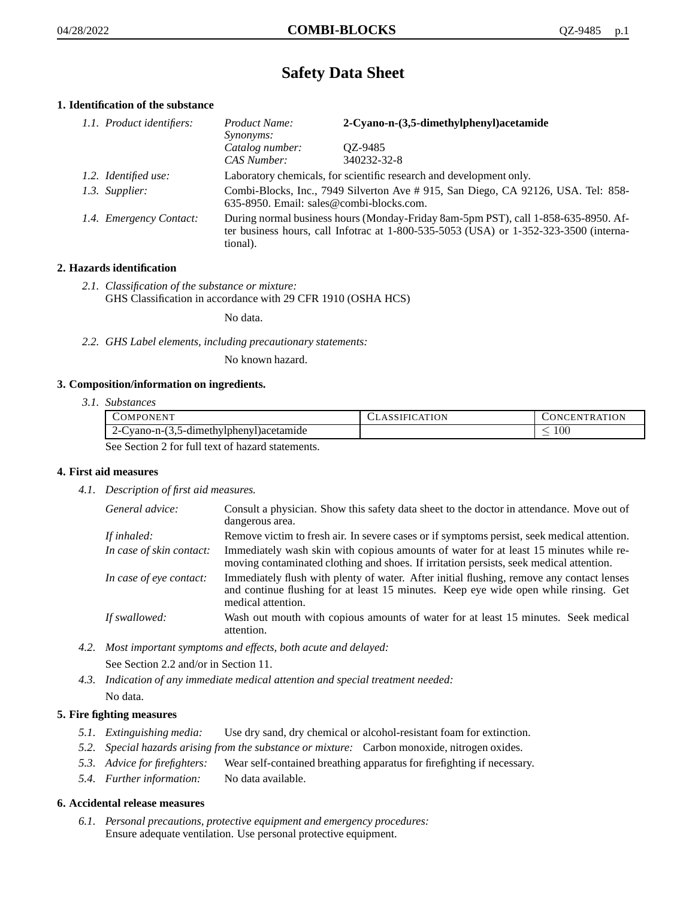# Safety Data Sheet

## 1. Identification of the substance

*1.1. Product identifiers:*

| | |
|---|---|
| *Product Name:* | **2-Cyano-n-(3,5-dimethylphenyl)acetamide** |
| *Synonyms:* | |
| *Catalog number:* | QZ-9485 |
| *CAS Number:* | 340232-32-8 |

*1.2. Identified use:* Laboratory chemicals, for scientific research and development only.

*1.3. Supplier:* Combi-Blocks, Inc., 7949 Silverton Ave # 915, San Diego, CA 92126, USA. Tel: 858-635-8950. Email: sales@combi-blocks.com.

*1.4. Emergency Contact:* During normal business hours (Monday-Friday 8am-5pm PST), call 1-858-635-8950. After business hours, call Infotrac at 1-800-535-5053 (USA) or 1-352-323-3500 (international).

## 2. Hazards identification

*2.1. Classification of the substance or mixture:*
GHS Classification in accordance with 29 CFR 1910 (OSHA HCS)

No data.

*2.2. GHS Label elements, including precautionary statements:*

No known hazard.

## 3. Composition/information on ingredients.

*3.1. Substances*

| COMPONENT | CLASSIFICATION | CONCENTRATION |
|---|---|---|
| 2-Cyano-n-(3,5-dimethylphenyl)acetamide | | $\leq 100$ |

See Section 2 for full text of hazard statements.

## 4. First aid measures

*4.1. Description of first aid measures.*

*General advice:* Consult a physician. Show this safety data sheet to the doctor in attendance. Move out of dangerous area.

*If inhaled:* Remove victim to fresh air. In severe cases or if symptoms persist, seek medical attention.

*In case of skin contact:* Immediately wash skin with copious amounts of water for at least 15 minutes while removing contaminated clothing and shoes. If irritation persists, seek medical attention.

*In case of eye contact:* Immediately flush with plenty of water. After initial flushing, remove any contact lenses and continue flushing for at least 15 minutes. Keep eye wide open while rinsing. Get medical attention.

*If swallowed:* Wash out mouth with copious amounts of water for at least 15 minutes. Seek medical attention.

*4.2. Most important symptoms and effects, both acute and delayed:*
See Section 2.2 and/or in Section 11.

*4.3. Indication of any immediate medical attention and special treatment needed:*
No data.

## 5. Fire fighting measures

*5.1. Extinguishing media:* Use dry sand, dry chemical or alcohol-resistant foam for extinction.

*5.2. Special hazards arising from the substance or mixture:* Carbon monoxide, nitrogen oxides.

*5.3. Advice for firefighters:* Wear self-contained breathing apparatus for firefighting if necessary.

*5.4. Further information:* No data available.

## 6. Accidental release measures

*6.1. Personal precautions, protective equipment and emergency procedures:*
Ensure adequate ventilation. Use personal protective equipment.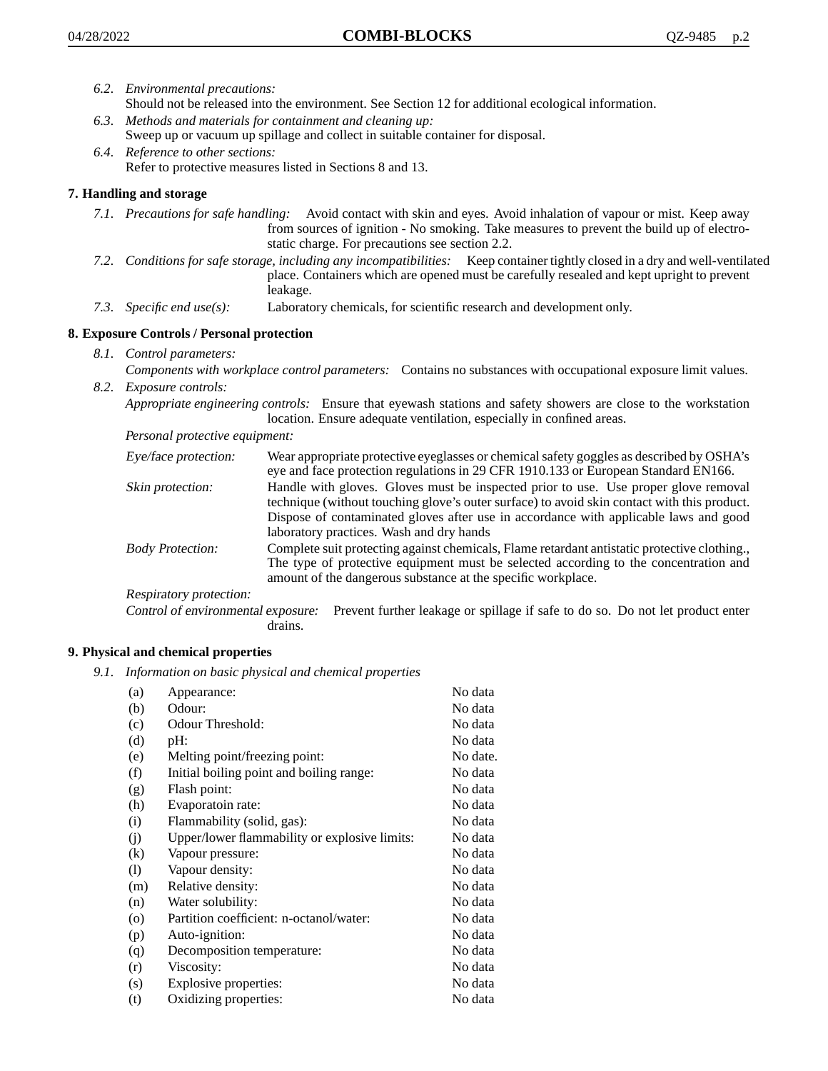*6.2. Environmental precautions:*
Should not be released into the environment. See Section 12 for additional ecological information.

*6.3. Methods and materials for containment and cleaning up:*
Sweep up or vacuum up spillage and collect in suitable container for disposal.

*6.4. Reference to other sections:*
Refer to protective measures listed in Sections 8 and 13.

## 7. Handling and storage

*7.1. Precautions for safe handling:* Avoid contact with skin and eyes. Avoid inhalation of vapour or mist. Keep away from sources of ignition - No smoking. Take measures to prevent the build up of electrostatic charge. For precautions see section 2.2.

*7.2. Conditions for safe storage, including any incompatibilities:* Keep container tightly closed in a dry and well-ventilated place. Containers which are opened must be carefully resealed and kept upright to prevent leakage.

*7.3. Specific end use(s):* Laboratory chemicals, for scientific research and development only.

## 8. Exposure Controls / Personal protection

*8.1. Control parameters:*
*Components with workplace control parameters:* Contains no substances with occupational exposure limit values.

*8.2. Exposure controls:*
*Appropriate engineering controls:* Ensure that eyewash stations and safety showers are close to the workstation location. Ensure adequate ventilation, especially in confined areas.

*Personal protective equipment:*

*Eye/face protection:* Wear appropriate protective eyeglasses or chemical safety goggles as described by OSHA's eye and face protection regulations in 29 CFR 1910.133 or European Standard EN166.

*Skin protection:* Handle with gloves. Gloves must be inspected prior to use. Use proper glove removal technique (without touching glove's outer surface) to avoid skin contact with this product. Dispose of contaminated gloves after use in accordance with applicable laws and good laboratory practices. Wash and dry hands

*Body Protection:* Complete suit protecting against chemicals, Flame retardant antistatic protective clothing., The type of protective equipment must be selected according to the concentration and amount of the dangerous substance at the specific workplace.

*Respiratory protection:*

*Control of environmental exposure:* Prevent further leakage or spillage if safe to do so. Do not let product enter drains.

## 9. Physical and chemical properties

*9.1. Information on basic physical and chemical properties*

| | | |
|---|---|---|
| (a) | Appearance: | No data |
| (b) | Odour: | No data |
| (c) | Odour Threshold: | No data |
| (d) | pH: | No data |
| (e) | Melting point/freezing point: | No date. |
| (f) | Initial boiling point and boiling range: | No data |
| (g) | Flash point: | No data |
| (h) | Evaporatoin rate: | No data |
| (i) | Flammability (solid, gas): | No data |
| (j) | Upper/lower flammability or explosive limits: | No data |
| (k) | Vapour pressure: | No data |
| (l) | Vapour density: | No data |
| (m) | Relative density: | No data |
| (n) | Water solubility: | No data |
| (o) | Partition coefficient: n-octanol/water: | No data |
| (p) | Auto-ignition: | No data |
| (q) | Decomposition temperature: | No data |
| (r) | Viscosity: | No data |
| (s) | Explosive properties: | No data |
| (t) | Oxidizing properties: | No data |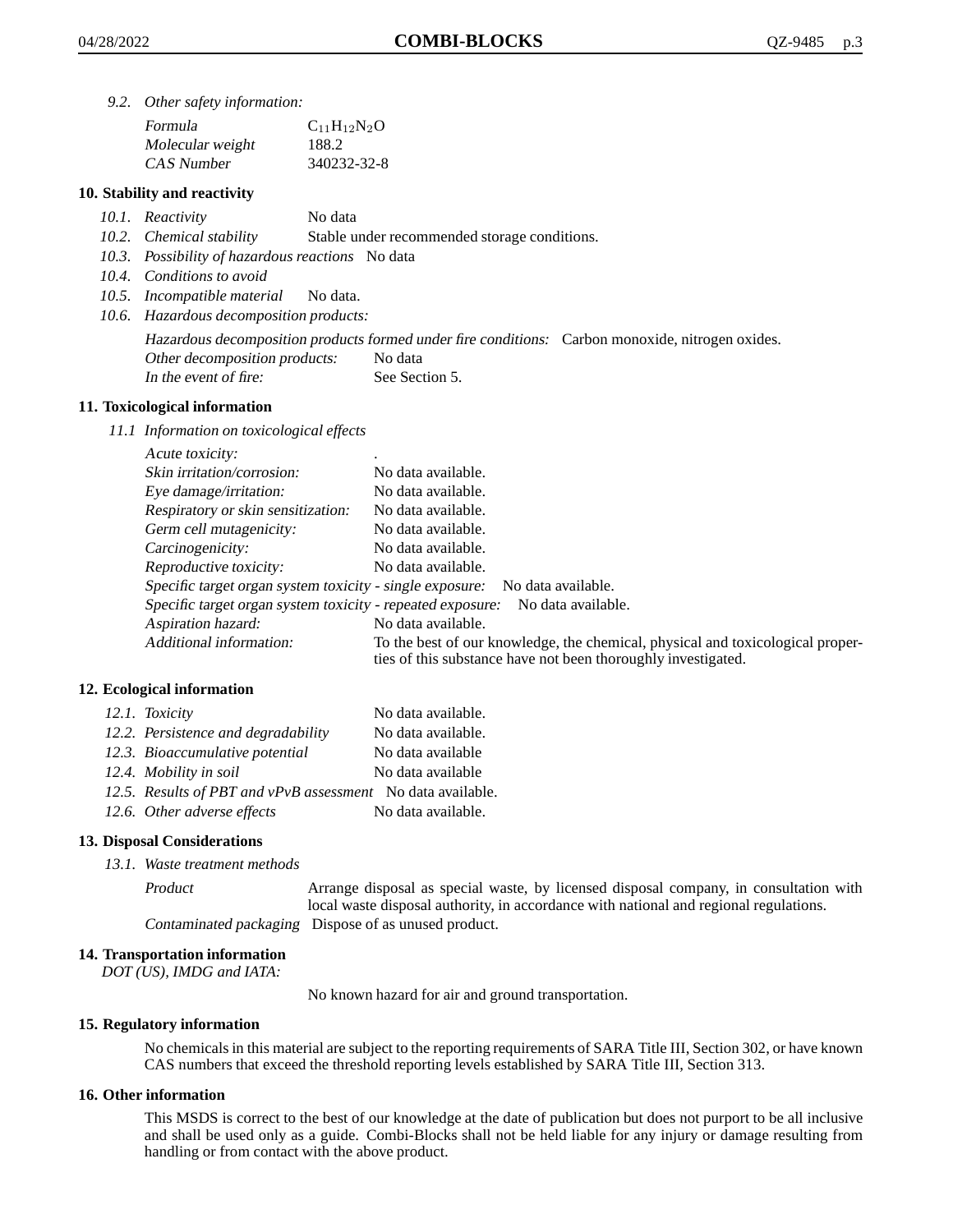*9.2. Other safety information:*

| | |
|---|---|
| *Formula* | $C_{11}H_{12}N_2O$ |
| *Molecular weight* | 188.2 |
| *CAS Number* | 340232-32-8 |

## 10. Stability and reactivity

*10.1. Reactivity* No data

*10.2. Chemical stability* Stable under recommended storage conditions.

*10.3. Possibility of hazardous reactions* No data

*10.4. Conditions to avoid*

*10.5. Incompatible material* No data.

*10.6. Hazardous decomposition products:*

*Hazardous decomposition products formed under fire conditions:* Carbon monoxide, nitrogen oxides.

*Other decomposition products:* No data

*In the event of fire:* See Section 5.

## 11. Toxicological information

*11.1 Information on toxicological effects*

| | |
|---|---|
| *Acute toxicity:* | . |
| *Skin irritation/corrosion:* | No data available. |
| *Eye damage/irritation:* | No data available. |
| *Respiratory or skin sensitization:* | No data available. |
| *Germ cell mutagenicity:* | No data available. |
| *Carcinogenicity:* | No data available. |
| *Reproductive toxicity:* | No data available. |
| *Specific target organ system toxicity - single exposure:* | No data available. |
| *Specific target organ system toxicity - repeated exposure:* | No data available. |
| *Aspiration hazard:* | No data available. |
| *Additional information:* | To the best of our knowledge, the chemical, physical and toxicological properties of this substance have not been thoroughly investigated. |

## 12. Ecological information

| | |
|---|---|
| *12.1. Toxicity* | No data available. |
| *12.2. Persistence and degradability* | No data available. |
| *12.3. Bioaccumulative potential* | No data available |
| *12.4. Mobility in soil* | No data available |
| *12.5. Results of PBT and vPvB assessment* | No data available. |
| *12.6. Other adverse effects* | No data available. |

## 13. Disposal Considerations

*13.1. Waste treatment methods*

*Product* Arrange disposal as special waste, by licensed disposal company, in consultation with local waste disposal authority, in accordance with national and regional regulations.

*Contaminated packaging* Dispose of as unused product.

## 14. Transportation information

*DOT (US), IMDG and IATA:*

No known hazard for air and ground transportation.

## 15. Regulatory information

No chemicals in this material are subject to the reporting requirements of SARA Title III, Section 302, or have known CAS numbers that exceed the threshold reporting levels established by SARA Title III, Section 313.

## 16. Other information

This MSDS is correct to the best of our knowledge at the date of publication but does not purport to be all inclusive and shall be used only as a guide. Combi-Blocks shall not be held liable for any injury or damage resulting from handling or from contact with the above product.